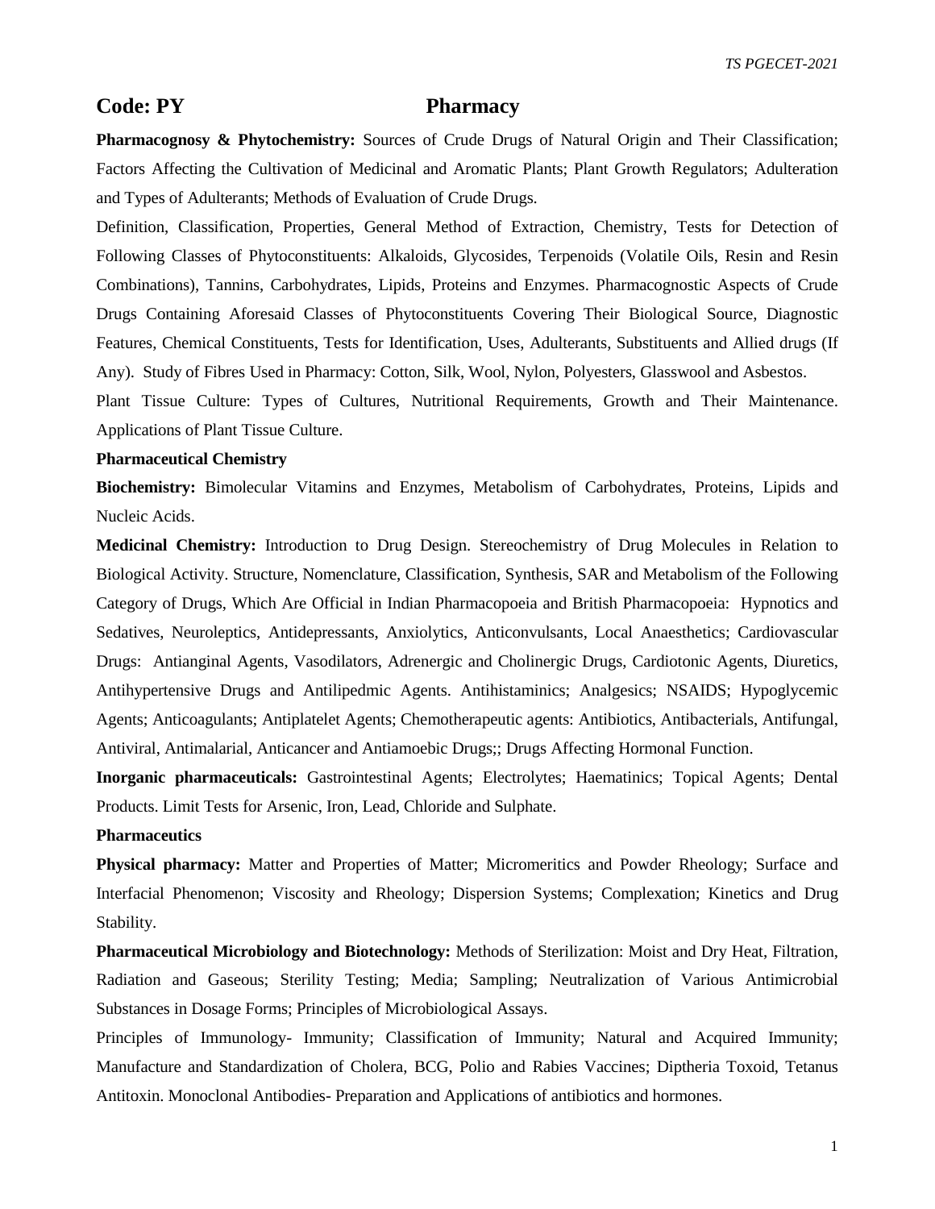## Code: PY Pharmacy

**Pharmacognosy & Phytochemistry:** Sources of Crude Drugs of Natural Origin and Their Classification; Factors Affecting the Cultivation of Medicinal and Aromatic Plants; Plant Growth Regulators; Adulteration and Types of Adulterants; Methods of Evaluation of Crude Drugs.

Definition, Classification, Properties, General Method of Extraction, Chemistry, Tests for Detection of Following Classes of Phytoconstituents: Alkaloids, Glycosides, Terpenoids (Volatile Oils, Resin and Resin Combinations), Tannins, Carbohydrates, Lipids, Proteins and Enzymes. Pharmacognostic Aspects of Crude Drugs Containing Aforesaid Classes of Phytoconstituents Covering Their Biological Source, Diagnostic Features, Chemical Constituents, Tests for Identification, Uses, Adulterants, Substituents and Allied drugs (If Any). Study of Fibres Used in Pharmacy: Cotton, Silk, Wool, Nylon, Polyesters, Glasswool and Asbestos.

Plant Tissue Culture: Types of Cultures, Nutritional Requirements, Growth and Their Maintenance. Applications of Plant Tissue Culture.

**Pharmaceutical Chemistry**

**Biochemistry:** Bimolecular Vitamins and Enzymes, Metabolism of Carbohydrates, Proteins, Lipids and Nucleic Acids.

**Medicinal Chemistry:** Introduction to Drug Design. Stereochemistry of Drug Molecules in Relation to Biological Activity. Structure, Nomenclature, Classification, Synthesis, SAR and Metabolism of the Following Category of Drugs, Which Are Official in Indian Pharmacopoeia and British Pharmacopoeia: Hypnotics and Sedatives, Neuroleptics, Antidepressants, Anxiolytics, Anticonvulsants, Local Anaesthetics; Cardiovascular Drugs: Antianginal Agents, Vasodilators, Adrenergic and Cholinergic Drugs, Cardiotonic Agents, Diuretics, Antihypertensive Drugs and Antilipedmic Agents. Antihistaminics; Analgesics; NSAIDS; Hypoglycemic Agents; Anticoagulants; Antiplatelet Agents; Chemotherapeutic agents: Antibiotics, Antibacterials, Antifungal, Antiviral, Antimalarial, Anticancer and Antiamoebic Drugs;; Drugs Affecting Hormonal Function.

**Inorganic pharmaceuticals:** Gastrointestinal Agents; Electrolytes; Haematinics; Topical Agents; Dental Products. Limit Tests for Arsenic, Iron, Lead, Chloride and Sulphate.

**Pharmaceutics**

**Physical pharmacy:** Matter and Properties of Matter; Micromeritics and Powder Rheology; Surface and Interfacial Phenomenon; Viscosity and Rheology; Dispersion Systems; Complexation; Kinetics and Drug Stability.

**Pharmaceutical Microbiology and Biotechnology:** Methods of Sterilization: Moist and Dry Heat, Filtration, Radiation and Gaseous; Sterility Testing; Media; Sampling; Neutralization of Various Antimicrobial Substances in Dosage Forms; Principles of Microbiological Assays.

Principles of Immunology- Immunity; Classification of Immunity; Natural and Acquired Immunity; Manufacture and Standardization of Cholera, BCG, Polio and Rabies Vaccines; Diptheria Toxoid, Tetanus Antitoxin. Monoclonal Antibodies- Preparation and Applications of antibiotics and hormones.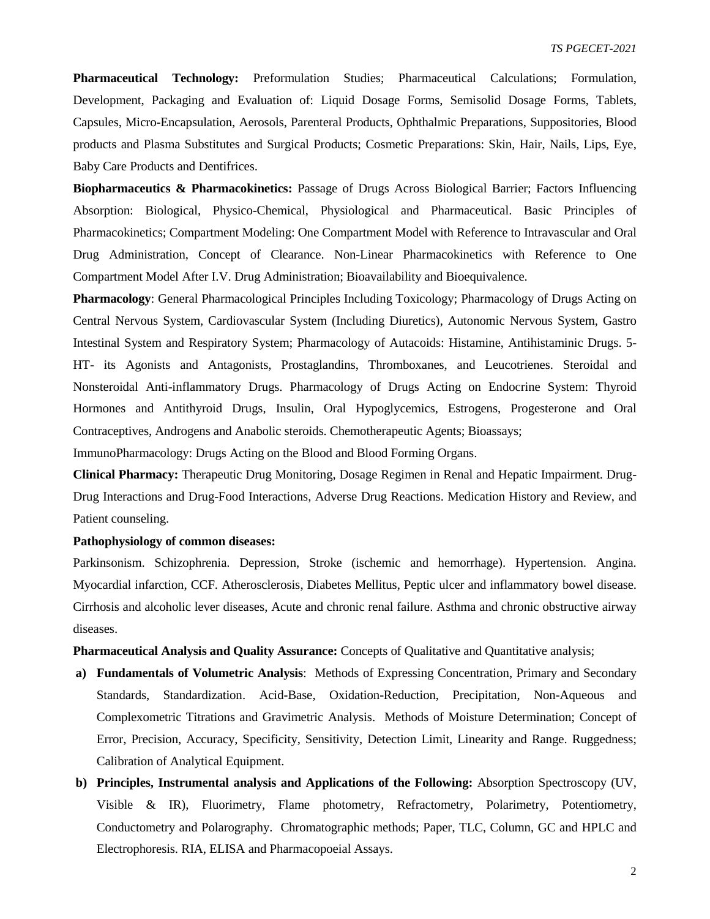**Pharmaceutical Technology:** Preformulation Studies; Pharmaceutical Calculations; Formulation, Development, Packaging and Evaluation of: Liquid Dosage Forms, Semisolid Dosage Forms, Tablets, Capsules, Micro-Encapsulation, Aerosols, Parenteral Products, Ophthalmic Preparations, Suppositories, Blood products and Plasma Substitutes and Surgical Products; Cosmetic Preparations: Skin, Hair, Nails, Lips, Eye, Baby Care Products and Dentifrices.

**Biopharmaceutics & Pharmacokinetics:** Passage of Drugs Across Biological Barrier; Factors Influencing Absorption: Biological, Physico-Chemical, Physiological and Pharmaceutical. Basic Principles of Pharmacokinetics; Compartment Modeling: One Compartment Model with Reference to Intravascular and Oral Drug Administration, Concept of Clearance. Non-Linear Pharmacokinetics with Reference to One Compartment Model After I.V. Drug Administration; Bioavailability and Bioequivalence.

**Pharmacology**: General Pharmacological Principles Including Toxicology; Pharmacology of Drugs Acting on Central Nervous System, Cardiovascular System (Including Diuretics), Autonomic Nervous System, Gastro Intestinal System and Respiratory System; Pharmacology of Autacoids: Histamine, Antihistaminic Drugs. 5-HT- its Agonists and Antagonists, Prostaglandins, Thromboxanes, and Leucotrienes. Steroidal and Nonsteroidal Anti-inflammatory Drugs. Pharmacology of Drugs Acting on Endocrine System: Thyroid Hormones and Antithyroid Drugs, Insulin, Oral Hypoglycemics, Estrogens, Progesterone and Oral Contraceptives, Androgens and Anabolic steroids. Chemotherapeutic Agents; Bioassays;

ImmunoPharmacology: Drugs Acting on the Blood and Blood Forming Organs.

**Clinical Pharmacy:** Therapeutic Drug Monitoring, Dosage Regimen in Renal and Hepatic Impairment. Drug-Drug Interactions and Drug-Food Interactions, Adverse Drug Reactions. Medication History and Review, and Patient counseling.

**Pathophysiology of common diseases:**

Parkinsonism. Schizophrenia. Depression, Stroke (ischemic and hemorrhage). Hypertension. Angina. Myocardial infarction, CCF. Atherosclerosis, Diabetes Mellitus, Peptic ulcer and inflammatory bowel disease. Cirrhosis and alcoholic lever diseases, Acute and chronic renal failure. Asthma and chronic obstructive airway diseases.

**Pharmaceutical Analysis and Quality Assurance:** Concepts of Qualitative and Quantitative analysis;

a) **Fundamentals of Volumetric Analysis**: Methods of Expressing Concentration, Primary and Secondary Standards, Standardization. Acid-Base, Oxidation-Reduction, Precipitation, Non-Aqueous and Complexometric Titrations and Gravimetric Analysis. Methods of Moisture Determination; Concept of Error, Precision, Accuracy, Specificity, Sensitivity, Detection Limit, Linearity and Range. Ruggedness; Calibration of Analytical Equipment.

b) **Principles, Instrumental analysis and Applications of the Following:** Absorption Spectroscopy (UV, Visible & IR), Fluorimetry, Flame photometry, Refractometry, Polarimetry, Potentiometry, Conductometry and Polarography. Chromatographic methods; Paper, TLC, Column, GC and HPLC and Electrophoresis. RIA, ELISA and Pharmacopoeial Assays.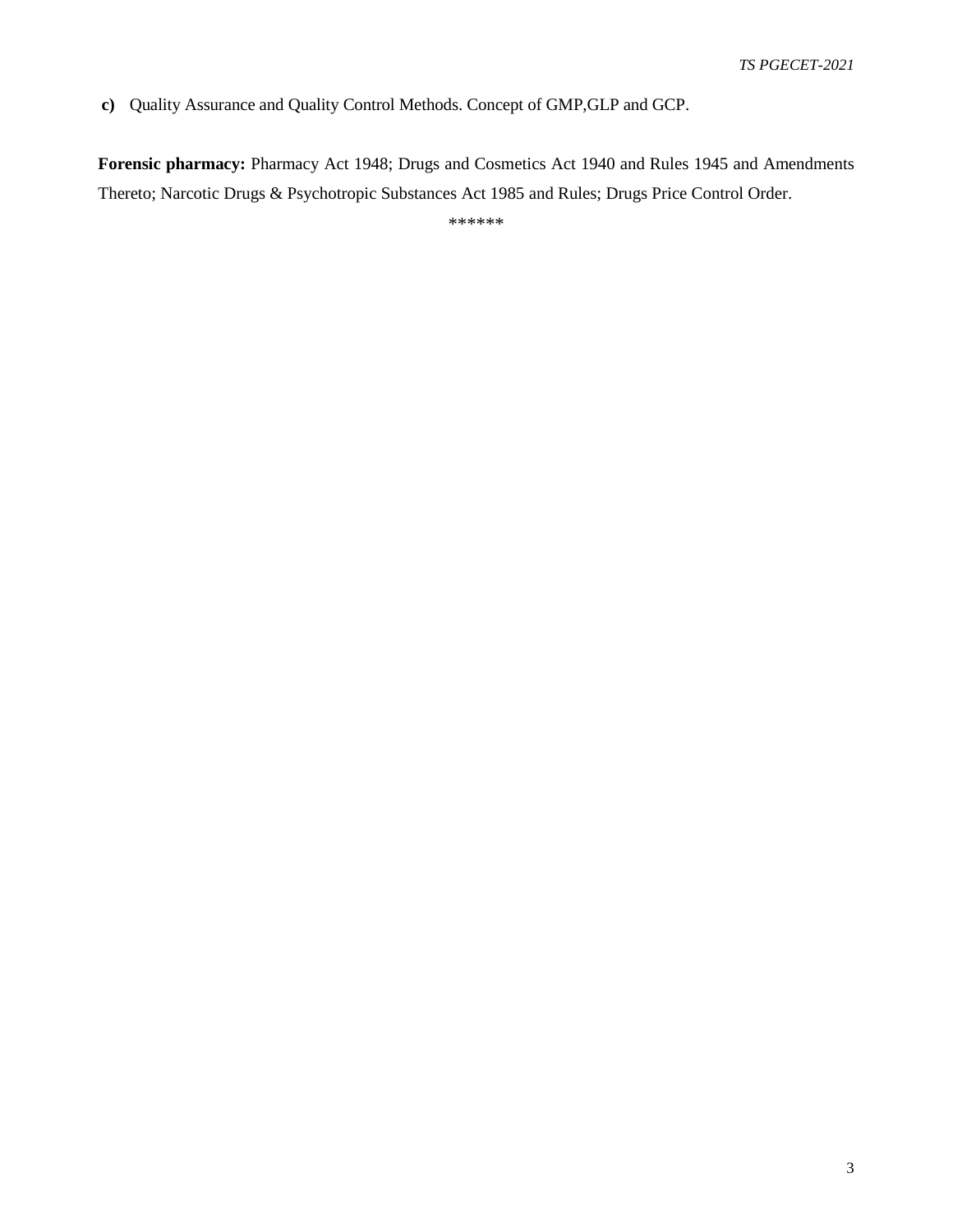**c)** Quality Assurance and Quality Control Methods. Concept of GMP,GLP and GCP.

**Forensic pharmacy:** Pharmacy Act 1948; Drugs and Cosmetics Act 1940 and Rules 1945 and Amendments Thereto; Narcotic Drugs & Psychotropic Substances Act 1985 and Rules; Drugs Price Control Order.

******